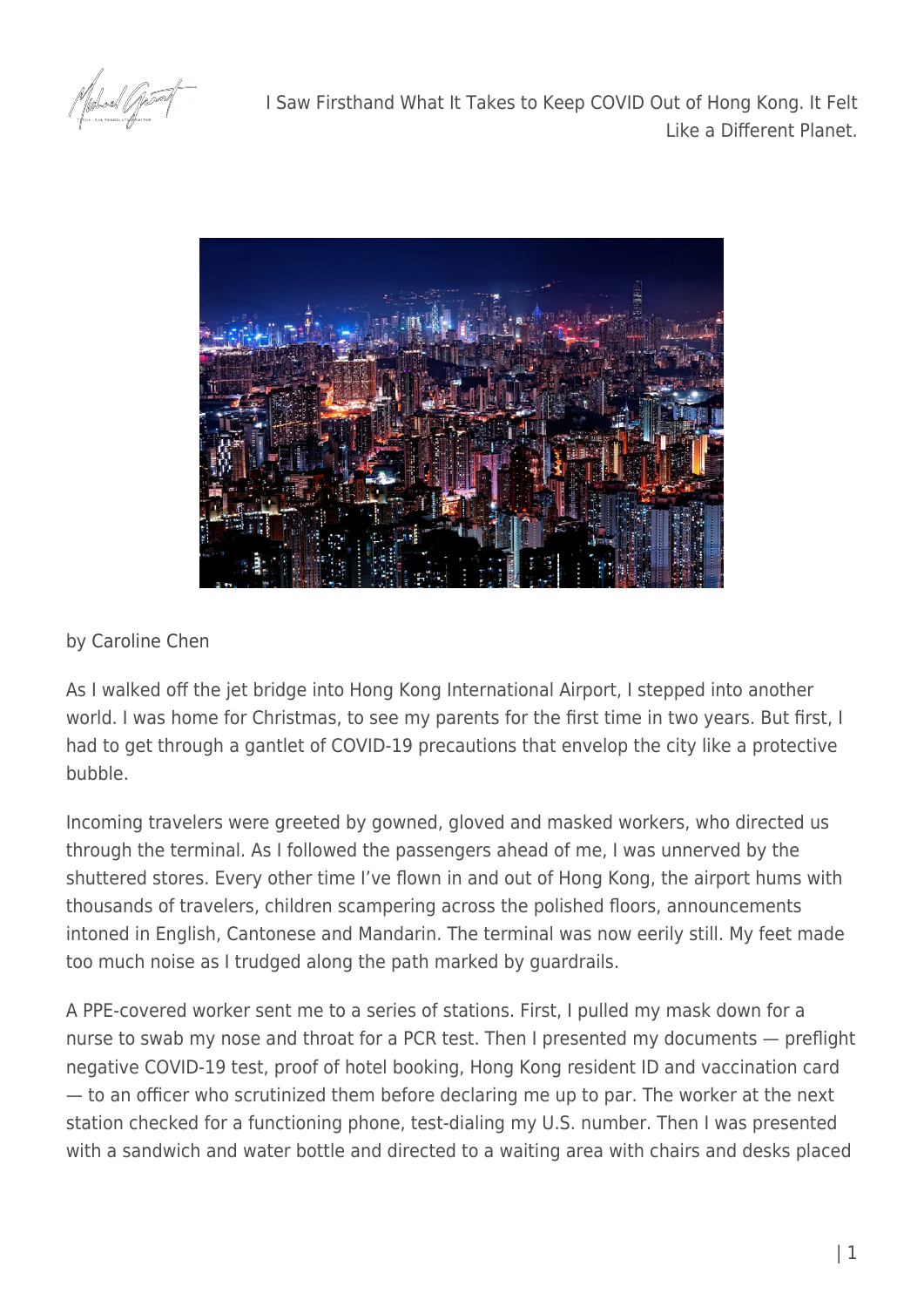# I Saw Firsthand What It Takes to Keep COVID Out of Hong Kong. It Felt Like a Different Planet.

by Caroline Chen

As I walked off the jet bridge into Hong Kong International Airport, I stepped into another world. I was home for Christmas, to see my parents for the first time in two years. But first, I had to get through a gantlet of COVID-19 precautions that envelop the city like a protective bubble.

Incoming travelers were greeted by gowned, gloved and masked workers, who directed us through the terminal. As I followed the passengers ahead of me, I was unnerved by the shuttered stores. Every other time I've flown in and out of Hong Kong, the airport hums with thousands of travelers, children scampering across the polished floors, announcements intoned in English, Cantonese and Mandarin. The terminal was now eerily still. My feet made too much noise as I trudged along the path marked by guardrails.

A PPE-covered worker sent me to a series of stations. First, I pulled my mask down for a nurse to swab my nose and throat for a PCR test. Then I presented my documents — preflight negative COVID-19 test, proof of hotel booking, Hong Kong resident ID and vaccination card — to an officer who scrutinized them before declaring me up to par. The worker at the next station checked for a functioning phone, test-dialing my U.S. number. Then I was presented with a sandwich and water bottle and directed to a waiting area with chairs and desks placed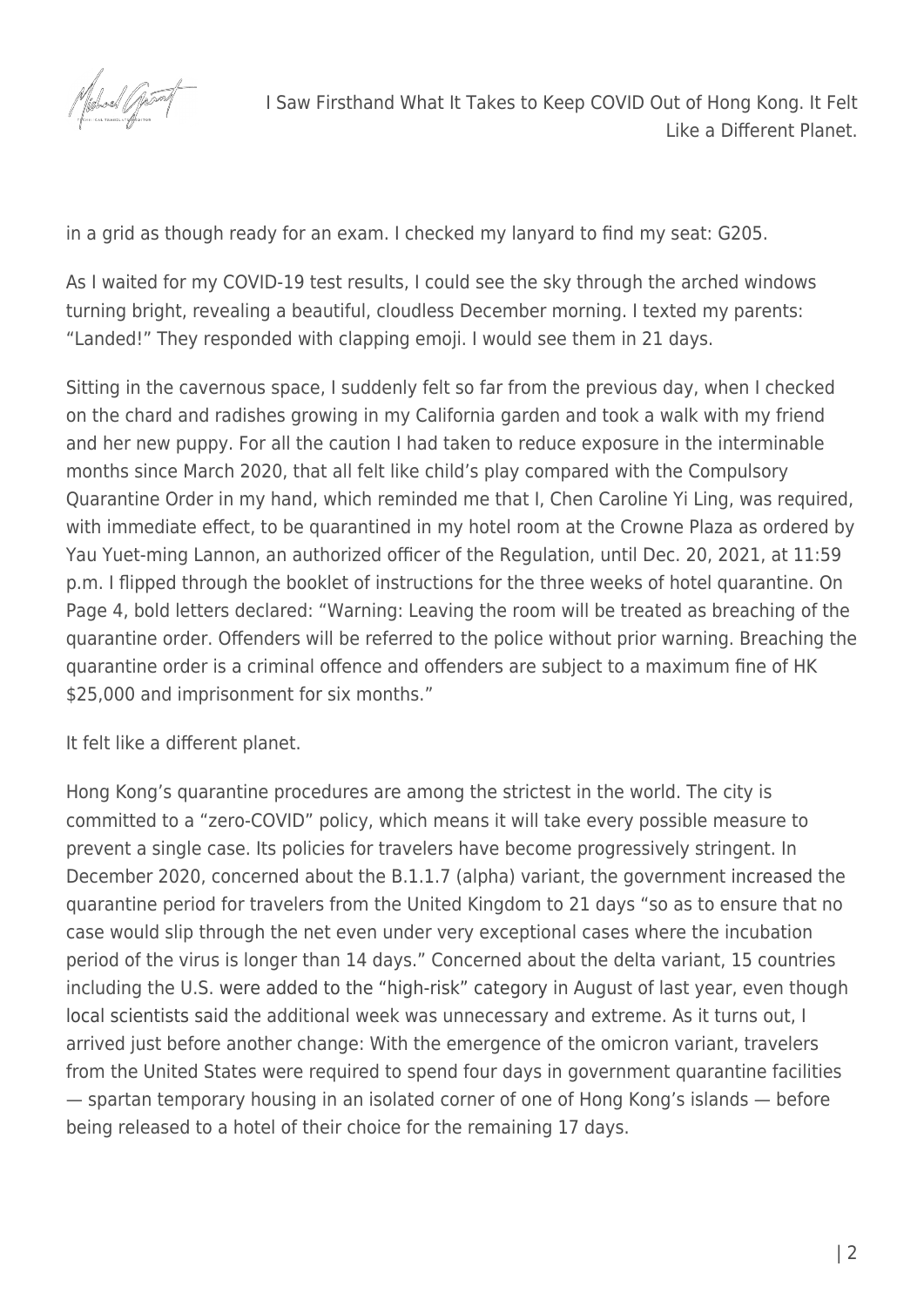in a grid as though ready for an exam. I checked my lanyard to find my seat: G205.

As I waited for my COVID-19 test results, I could see the sky through the arched windows turning bright, revealing a beautiful, cloudless December morning. I texted my parents: "Landed!" They responded with clapping emoji. I would see them in 21 days.

Sitting in the cavernous space, I suddenly felt so far from the previous day, when I checked on the chard and radishes growing in my California garden and took a walk with my friend and her new puppy. For all the caution I had taken to reduce exposure in the interminable months since March 2020, that all felt like child's play compared with the Compulsory Quarantine Order in my hand, which reminded me that I, Chen Caroline Yi Ling, was required, with immediate effect, to be quarantined in my hotel room at the Crowne Plaza as ordered by Yau Yuet-ming Lannon, an authorized officer of the Regulation, until Dec. 20, 2021, at 11:59 p.m. I flipped through the booklet of instructions for the three weeks of hotel quarantine. On Page 4, bold letters declared: "Warning: Leaving the room will be treated as breaching of the quarantine order. Offenders will be referred to the police without prior warning. Breaching the quarantine order is a criminal offence and offenders are subject to a maximum fine of HK $25,000 and imprisonment for six months."

It felt like a different planet.

Hong Kong's quarantine procedures are among the strictest in the world. The city is committed to a "zero-COVID" policy, which means it will take every possible measure to prevent a single case. Its policies for travelers have become progressively stringent. In December 2020, concerned about the B.1.1.7 (alpha) variant, the government increased the quarantine period for travelers from the United Kingdom to 21 days "so as to ensure that no case would slip through the net even under very exceptional cases where the incubation period of the virus is longer than 14 days." Concerned about the delta variant, 15 countries including the U.S. were added to the "high-risk" category in August of last year, even though local scientists said the additional week was unnecessary and extreme. As it turns out, I arrived just before another change: With the emergence of the omicron variant, travelers from the United States were required to spend four days in government quarantine facilities — spartan temporary housing in an isolated corner of one of Hong Kong's islands — before being released to a hotel of their choice for the remaining 17 days.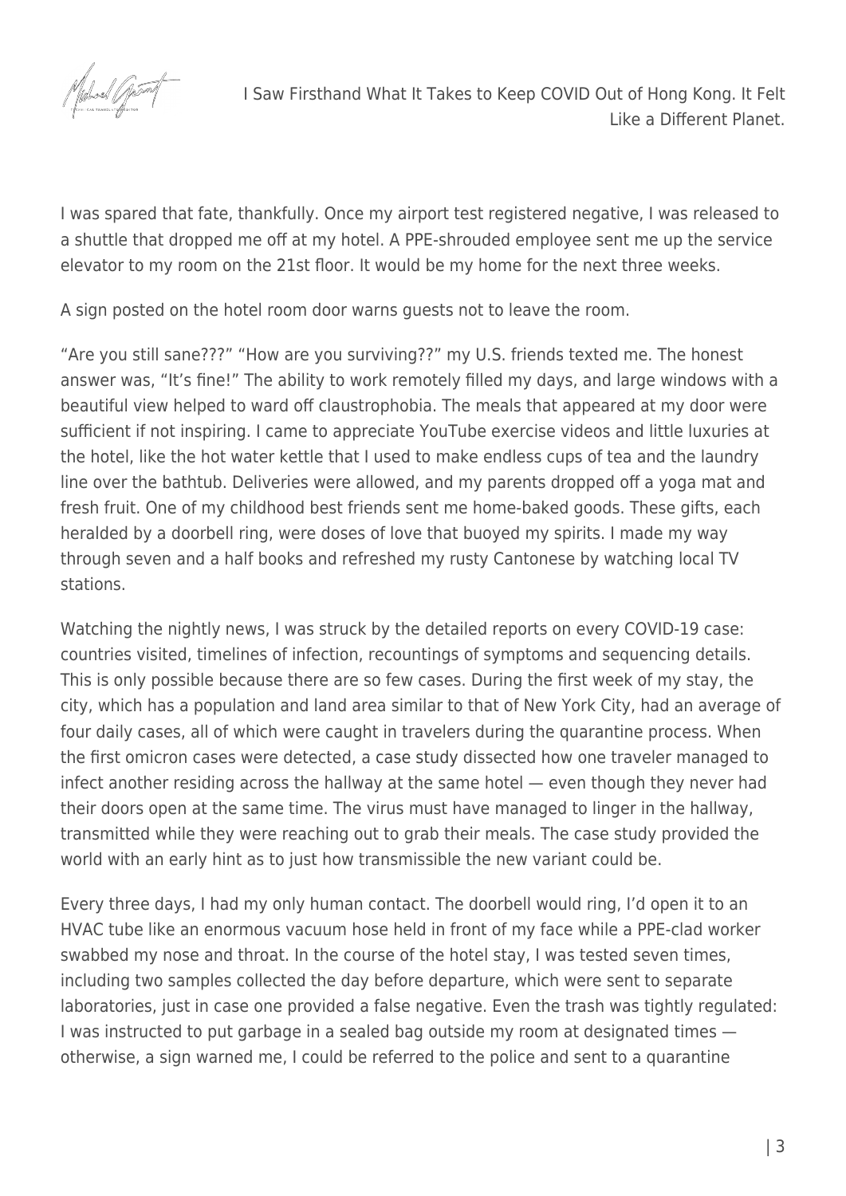I was spared that fate, thankfully. Once my airport test registered negative, I was released to a shuttle that dropped me off at my hotel. A PPE-shrouded employee sent me up the service elevator to my room on the 21st floor. It would be my home for the next three weeks.

A sign posted on the hotel room door warns guests not to leave the room.

"Are you still sane???" "How are you surviving??" my U.S. friends texted me. The honest answer was, "It's fine!" The ability to work remotely filled my days, and large windows with a beautiful view helped to ward off claustrophobia. The meals that appeared at my door were sufficient if not inspiring. I came to appreciate YouTube exercise videos and little luxuries at the hotel, like the hot water kettle that I used to make endless cups of tea and the laundry line over the bathtub. Deliveries were allowed, and my parents dropped off a yoga mat and fresh fruit. One of my childhood best friends sent me home-baked goods. These gifts, each heralded by a doorbell ring, were doses of love that buoyed my spirits. I made my way through seven and a half books and refreshed my rusty Cantonese by watching local TV stations.

Watching the nightly news, I was struck by the detailed reports on every COVID-19 case: countries visited, timelines of infection, recountings of symptoms and sequencing details. This is only possible because there are so few cases. During the first week of my stay, the city, which has a population and land area similar to that of New York City, had an average of four daily cases, all of which were caught in travelers during the quarantine process. When the first omicron cases were detected, a case study dissected how one traveler managed to infect another residing across the hallway at the same hotel — even though they never had their doors open at the same time. The virus must have managed to linger in the hallway, transmitted while they were reaching out to grab their meals. The case study provided the world with an early hint as to just how transmissible the new variant could be.

Every three days, I had my only human contact. The doorbell would ring, I'd open it to an HVAC tube like an enormous vacuum hose held in front of my face while a PPE-clad worker swabbed my nose and throat. In the course of the hotel stay, I was tested seven times, including two samples collected the day before departure, which were sent to separate laboratories, just in case one provided a false negative. Even the trash was tightly regulated: I was instructed to put garbage in a sealed bag outside my room at designated times — otherwise, a sign warned me, I could be referred to the police and sent to a quarantine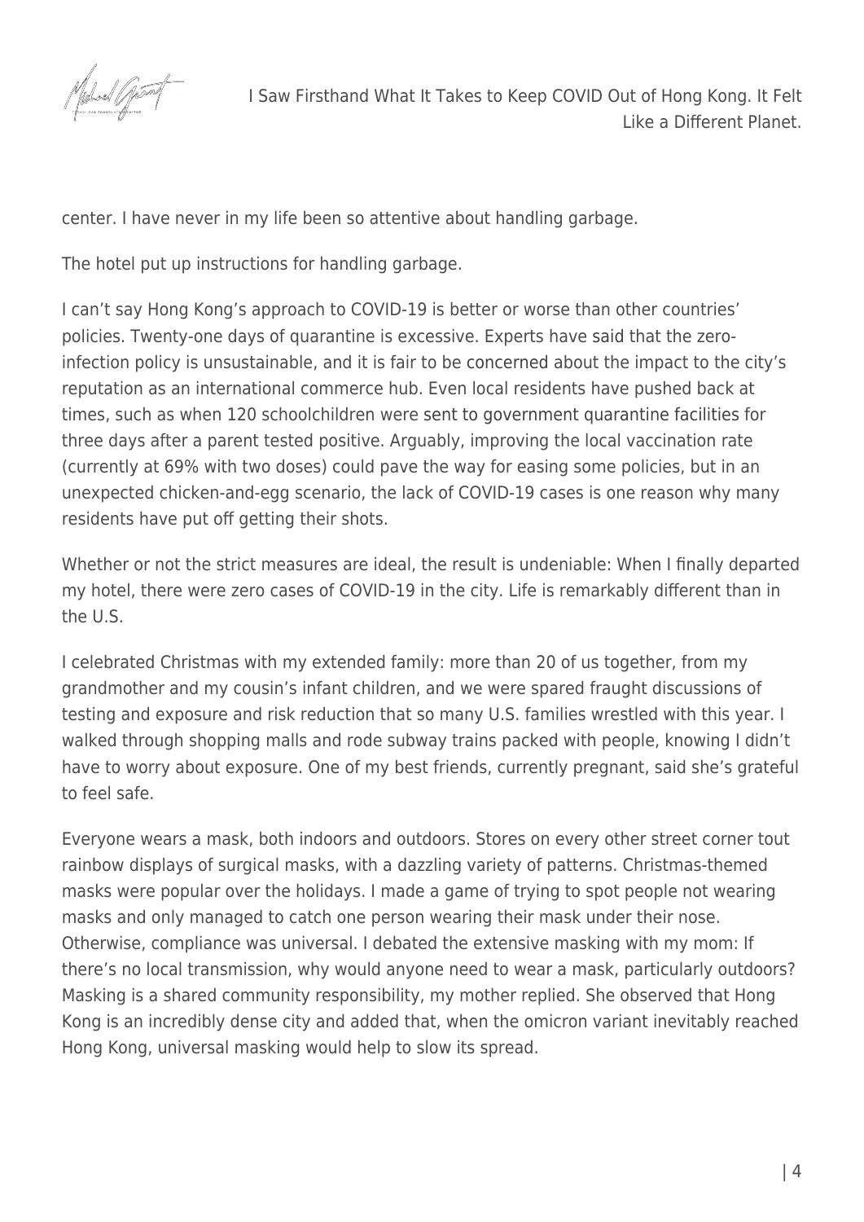center. I have never in my life been so attentive about handling garbage.

The hotel put up instructions for handling garbage.

I can't say Hong Kong's approach to COVID-19 is better or worse than other countries' policies. Twenty-one days of quarantine is excessive. Experts have said that the zero-infection policy is unsustainable, and it is fair to be concerned about the impact to the city's reputation as an international commerce hub. Even local residents have pushed back at times, such as when 120 schoolchildren were sent to government quarantine facilities for three days after a parent tested positive. Arguably, improving the local vaccination rate (currently at 69% with two doses) could pave the way for easing some policies, but in an unexpected chicken-and-egg scenario, the lack of COVID-19 cases is one reason why many residents have put off getting their shots.

Whether or not the strict measures are ideal, the result is undeniable: When I finally departed my hotel, there were zero cases of COVID-19 in the city. Life is remarkably different than in the U.S.

I celebrated Christmas with my extended family: more than 20 of us together, from my grandmother and my cousin's infant children, and we were spared fraught discussions of testing and exposure and risk reduction that so many U.S. families wrestled with this year. I walked through shopping malls and rode subway trains packed with people, knowing I didn't have to worry about exposure. One of my best friends, currently pregnant, said she's grateful to feel safe.

Everyone wears a mask, both indoors and outdoors. Stores on every other street corner tout rainbow displays of surgical masks, with a dazzling variety of patterns. Christmas-themed masks were popular over the holidays. I made a game of trying to spot people not wearing masks and only managed to catch one person wearing their mask under their nose. Otherwise, compliance was universal. I debated the extensive masking with my mom: If there's no local transmission, why would anyone need to wear a mask, particularly outdoors? Masking is a shared community responsibility, my mother replied. She observed that Hong Kong is an incredibly dense city and added that, when the omicron variant inevitably reached Hong Kong, universal masking would help to slow its spread.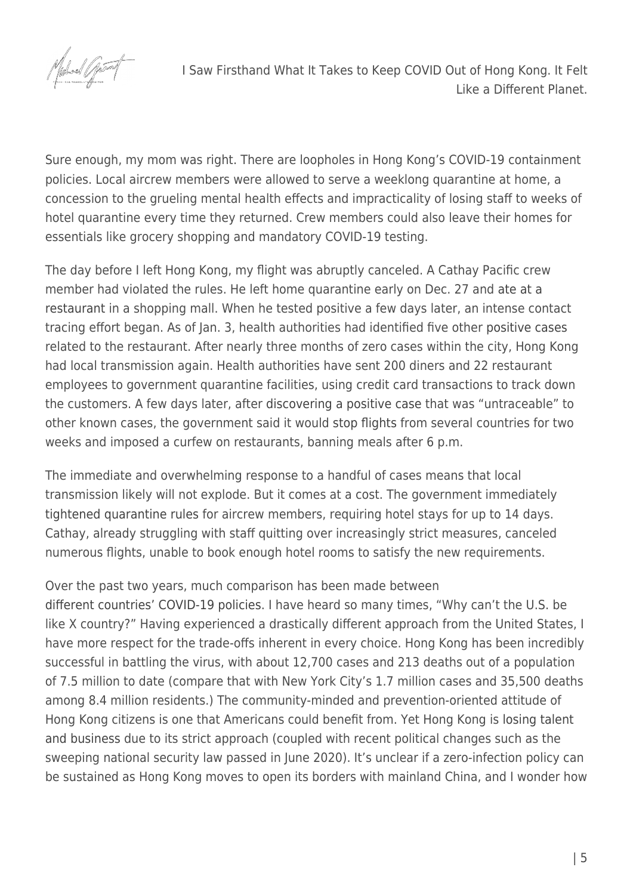Sure enough, my mom was right. There are loopholes in Hong Kong's COVID-19 containment policies. Local aircrew members were allowed to serve a weeklong quarantine at home, a concession to the grueling mental health effects and impracticality of losing staff to weeks of hotel quarantine every time they returned. Crew members could also leave their homes for essentials like grocery shopping and mandatory COVID-19 testing.

The day before I left Hong Kong, my flight was abruptly canceled. A Cathay Pacific crew member had violated the rules. He left home quarantine early on Dec. 27 and ate at a restaurant in a shopping mall. When he tested positive a few days later, an intense contact tracing effort began. As of Jan. 3, health authorities had identified five other positive cases related to the restaurant. After nearly three months of zero cases within the city, Hong Kong had local transmission again. Health authorities have sent 200 diners and 22 restaurant employees to government quarantine facilities, using credit card transactions to track down the customers. A few days later, after discovering a positive case that was "untraceable" to other known cases, the government said it would stop flights from several countries for two weeks and imposed a curfew on restaurants, banning meals after 6 p.m.

The immediate and overwhelming response to a handful of cases means that local transmission likely will not explode. But it comes at a cost. The government immediately tightened quarantine rules for aircrew members, requiring hotel stays for up to 14 days. Cathay, already struggling with staff quitting over increasingly strict measures, canceled numerous flights, unable to book enough hotel rooms to satisfy the new requirements.

Over the past two years, much comparison has been made between different countries' COVID-19 policies. I have heard so many times, "Why can't the U.S. be like X country?" Having experienced a drastically different approach from the United States, I have more respect for the trade-offs inherent in every choice. Hong Kong has been incredibly successful in battling the virus, with about 12,700 cases and 213 deaths out of a population of 7.5 million to date (compare that with New York City's 1.7 million cases and 35,500 deaths among 8.4 million residents.) The community-minded and prevention-oriented attitude of Hong Kong citizens is one that Americans could benefit from. Yet Hong Kong is losing talent and business due to its strict approach (coupled with recent political changes such as the sweeping national security law passed in June 2020). It's unclear if a zero-infection policy can be sustained as Hong Kong moves to open its borders with mainland China, and I wonder how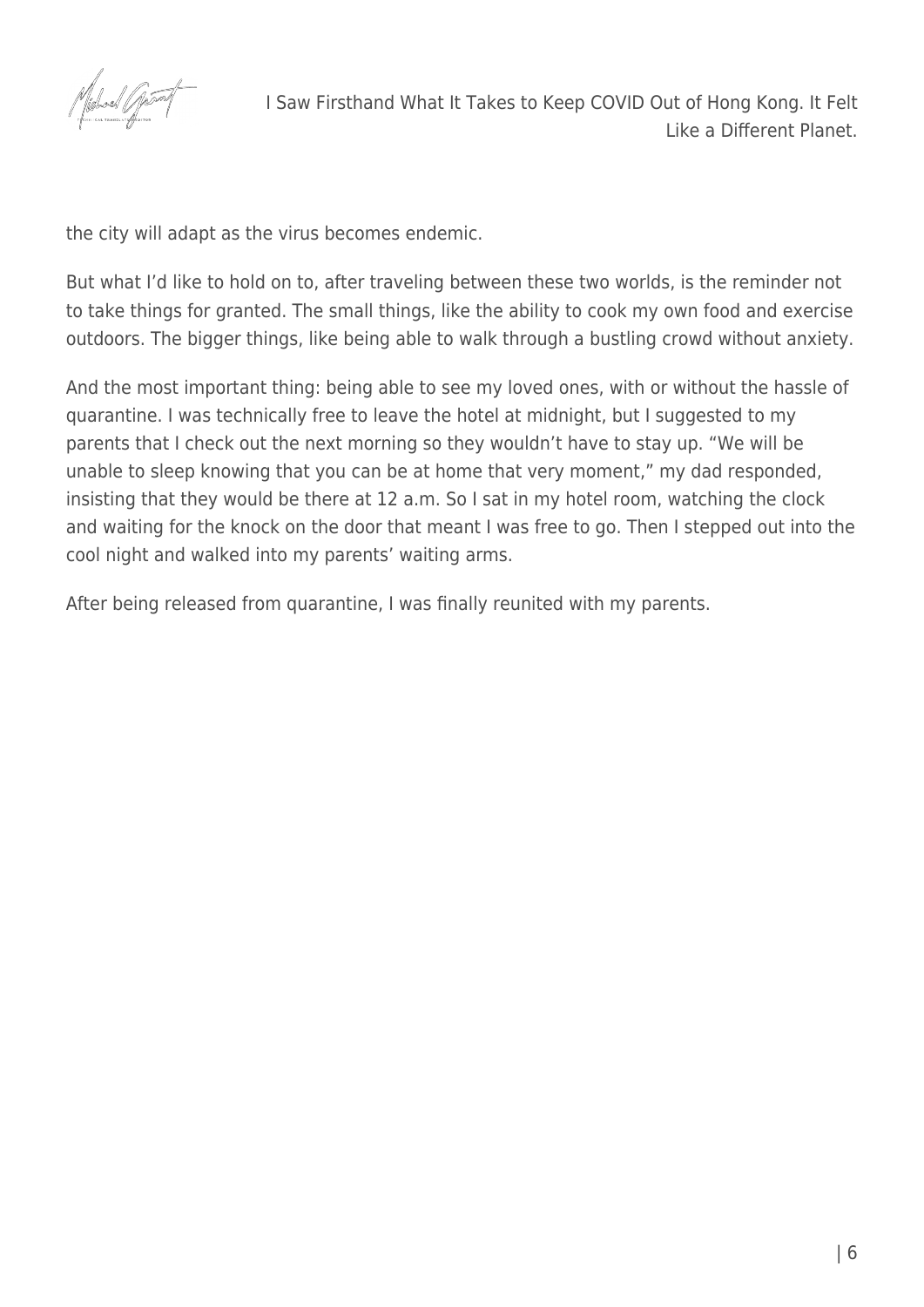the city will adapt as the virus becomes endemic.

But what I'd like to hold on to, after traveling between these two worlds, is the reminder not to take things for granted. The small things, like the ability to cook my own food and exercise outdoors. The bigger things, like being able to walk through a bustling crowd without anxiety.

And the most important thing: being able to see my loved ones, with or without the hassle of quarantine. I was technically free to leave the hotel at midnight, but I suggested to my parents that I check out the next morning so they wouldn't have to stay up. "We will be unable to sleep knowing that you can be at home that very moment," my dad responded, insisting that they would be there at 12 a.m. So I sat in my hotel room, watching the clock and waiting for the knock on the door that meant I was free to go. Then I stepped out into the cool night and walked into my parents' waiting arms.

After being released from quarantine, I was finally reunited with my parents.